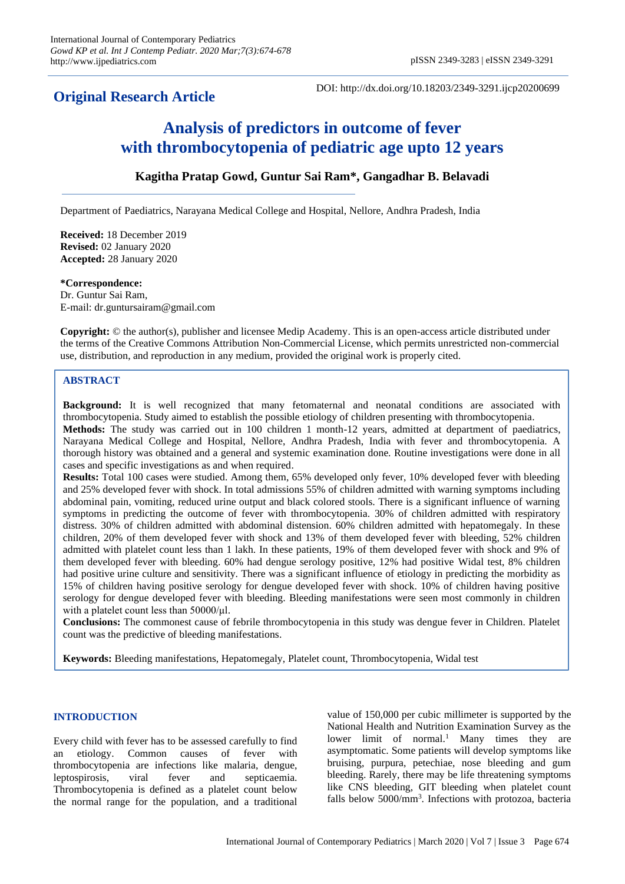## Original Research Article

DOI: http://dx.doi.org/10.18203/2349-3291.ijcp20200699

# Analysis of predictors in outcome of fever with thrombocytopenia of pediatric age upto 12 years

**Kagitha Pratap Gowd, Guntur Sai Ram\*, Gangadhar B. Belavadi**

Department of Paediatrics, Narayana Medical College and Hospital, Nellore, Andhra Pradesh, India

**Received:** 18 December 2019
**Revised:** 02 January 2020
**Accepted:** 28 January 2020

**\*Correspondence:**
Dr. Guntur Sai Ram,
E-mail: dr.guntursairam@gmail.com

**Copyright:** © the author(s), publisher and licensee Medip Academy. This is an open-access article distributed under the terms of the Creative Commons Attribution Non-Commercial License, which permits unrestricted non-commercial use, distribution, and reproduction in any medium, provided the original work is properly cited.

## ABSTRACT

**Background:** It is well recognized that many fetomaternal and neonatal conditions are associated with thrombocytopenia. Study aimed to establish the possible etiology of children presenting with thrombocytopenia.

**Methods:** The study was carried out in 100 children 1 month-12 years, admitted at department of paediatrics, Narayana Medical College and Hospital, Nellore, Andhra Pradesh, India with fever and thrombocytopenia. A thorough history was obtained and a general and systemic examination done. Routine investigations were done in all cases and specific investigations as and when required.

**Results:** Total 100 cases were studied. Among them, 65% developed only fever, 10% developed fever with bleeding and 25% developed fever with shock. In total admissions 55% of children admitted with warning symptoms including abdominal pain, vomiting, reduced urine output and black colored stools. There is a significant influence of warning symptoms in predicting the outcome of fever with thrombocytopenia. 30% of children admitted with respiratory distress. 30% of children admitted with abdominal distension. 60% children admitted with hepatomegaly. In these children, 20% of them developed fever with shock and 13% of them developed fever with bleeding, 52% children admitted with platelet count less than 1 lakh. In these patients, 19% of them developed fever with shock and 9% of them developed fever with bleeding. 60% had dengue serology positive, 12% had positive Widal test, 8% children had positive urine culture and sensitivity. There was a significant influence of etiology in predicting the morbidity as 15% of children having positive serology for dengue developed fever with shock. 10% of children having positive serology for dengue developed fever with bleeding. Bleeding manifestations were seen most commonly in children with a platelet count less than 50000/μl.

**Conclusions:** The commonest cause of febrile thrombocytopenia in this study was dengue fever in Children. Platelet count was the predictive of bleeding manifestations.

**Keywords:** Bleeding manifestations, Hepatomegaly, Platelet count, Thrombocytopenia, Widal test

## INTRODUCTION

Every child with fever has to be assessed carefully to find an etiology. Common causes of fever with thrombocytopenia are infections like malaria, dengue, leptospirosis, viral fever and septicaemia. Thrombocytopenia is defined as a platelet count below the normal range for the population, and a traditional value of 150,000 per cubic millimeter is supported by the National Health and Nutrition Examination Survey as the lower limit of normal.[1] Many times they are asymptomatic. Some patients will develop symptoms like bruising, purpura, petechiae, nose bleeding and gum bleeding. Rarely, there may be life threatening symptoms like CNS bleeding, GIT bleeding when platelet count falls below 5000/mm[3]. Infections with protozoa, bacteria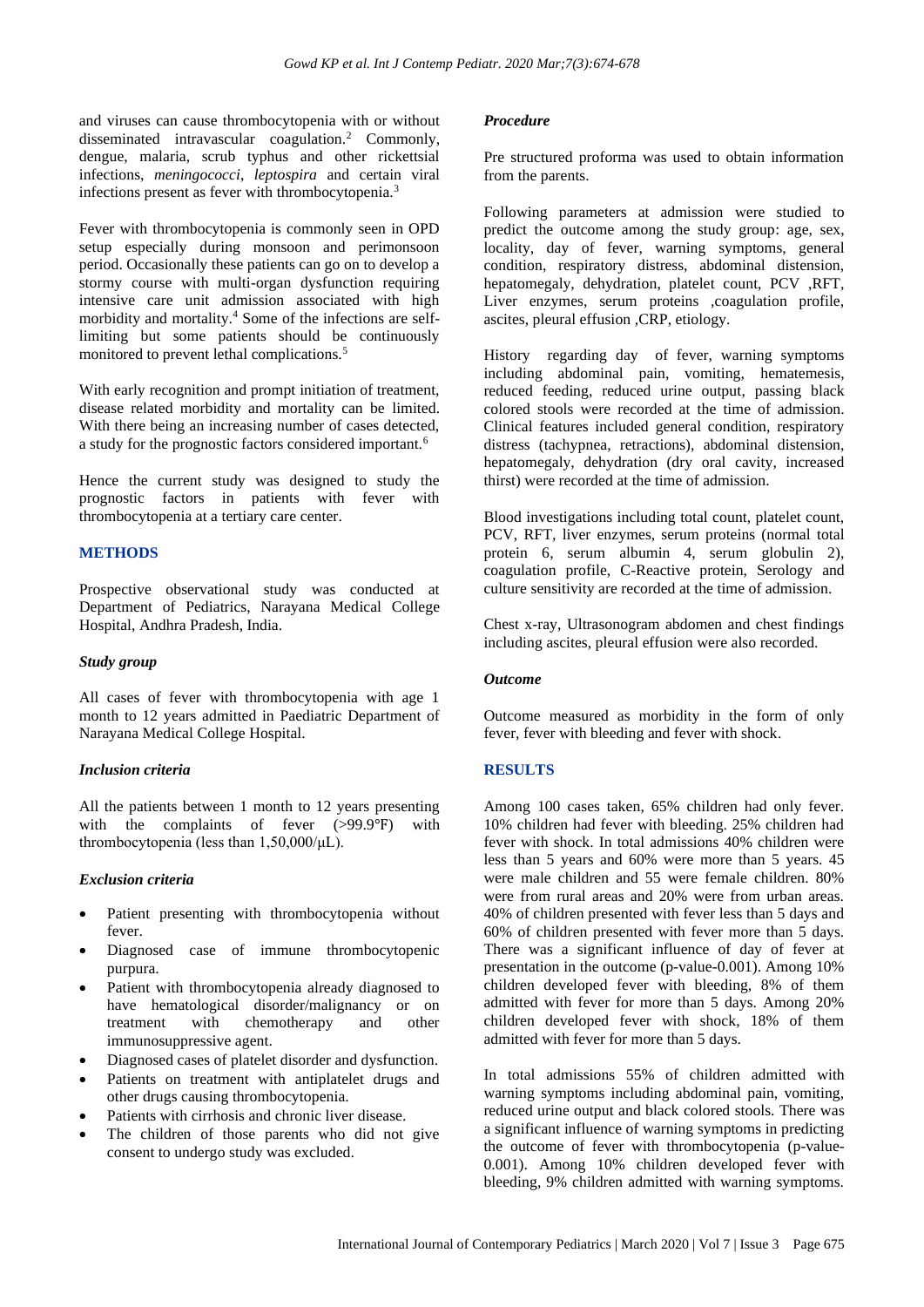and viruses can cause thrombocytopenia with or without disseminated intravascular coagulation.[2] Commonly, dengue, malaria, scrub typhus and other rickettsial infections, *meningococci*, *leptospira* and certain viral infections present as fever with thrombocytopenia.[3]

Fever with thrombocytopenia is commonly seen in OPD setup especially during monsoon and perimonsoon period. Occasionally these patients can go on to develop a stormy course with multi-organ dysfunction requiring intensive care unit admission associated with high morbidity and mortality.[4] Some of the infections are self-limiting but some patients should be continuously monitored to prevent lethal complications.[5]

With early recognition and prompt initiation of treatment, disease related morbidity and mortality can be limited. With there being an increasing number of cases detected, a study for the prognostic factors considered important.[6]

Hence the current study was designed to study the prognostic factors in patients with fever with thrombocytopenia at a tertiary care center.

## METHODS

Prospective observational study was conducted at Department of Pediatrics, Narayana Medical College Hospital, Andhra Pradesh, India.

### Study group

All cases of fever with thrombocytopenia with age 1 month to 12 years admitted in Paediatric Department of Narayana Medical College Hospital.

### Inclusion criteria

All the patients between 1 month to 12 years presenting with the complaints of fever (>99.9°F) with thrombocytopenia (less than 1,50,000/µL).

### Exclusion criteria

- Patient presenting with thrombocytopenia without fever.
- Diagnosed case of immune thrombocytopenic purpura.
- Patient with thrombocytopenia already diagnosed to have hematological disorder/malignancy or on treatment with chemotherapy and other immunosuppressive agent.
- Diagnosed cases of platelet disorder and dysfunction.
- Patients on treatment with antiplatelet drugs and other drugs causing thrombocytopenia.
- Patients with cirrhosis and chronic liver disease.
- The children of those parents who did not give consent to undergo study was excluded.

### Procedure

Pre structured proforma was used to obtain information from the parents.

Following parameters at admission were studied to predict the outcome among the study group: age, sex, locality, day of fever, warning symptoms, general condition, respiratory distress, abdominal distension, hepatomegaly, dehydration, platelet count, PCV ,RFT, Liver enzymes, serum proteins ,coagulation profile, ascites, pleural effusion ,CRP, etiology.

History regarding day of fever, warning symptoms including abdominal pain, vomiting, hematemesis, reduced feeding, reduced urine output, passing black colored stools were recorded at the time of admission. Clinical features included general condition, respiratory distress (tachypnea, retractions), abdominal distension, hepatomegaly, dehydration (dry oral cavity, increased thirst) were recorded at the time of admission.

Blood investigations including total count, platelet count, PCV, RFT, liver enzymes, serum proteins (normal total protein 6, serum albumin 4, serum globulin 2), coagulation profile, C-Reactive protein, Serology and culture sensitivity are recorded at the time of admission.

Chest x-ray, Ultrasonogram abdomen and chest findings including ascites, pleural effusion were also recorded.

### Outcome

Outcome measured as morbidity in the form of only fever, fever with bleeding and fever with shock.

## RESULTS

Among 100 cases taken, 65% children had only fever. 10% children had fever with bleeding. 25% children had fever with shock. In total admissions 40% children were less than 5 years and 60% were more than 5 years. 45 were male children and 55 were female children. 80% were from rural areas and 20% were from urban areas. 40% of children presented with fever less than 5 days and 60% of children presented with fever more than 5 days. There was a significant influence of day of fever at presentation in the outcome (p-value-0.001). Among 10% children developed fever with bleeding, 8% of them admitted with fever for more than 5 days. Among 20% children developed fever with shock, 18% of them admitted with fever for more than 5 days.

In total admissions 55% of children admitted with warning symptoms including abdominal pain, vomiting, reduced urine output and black colored stools. There was a significant influence of warning symptoms in predicting the outcome of fever with thrombocytopenia (p-value-0.001). Among 10% children developed fever with bleeding, 9% children admitted with warning symptoms.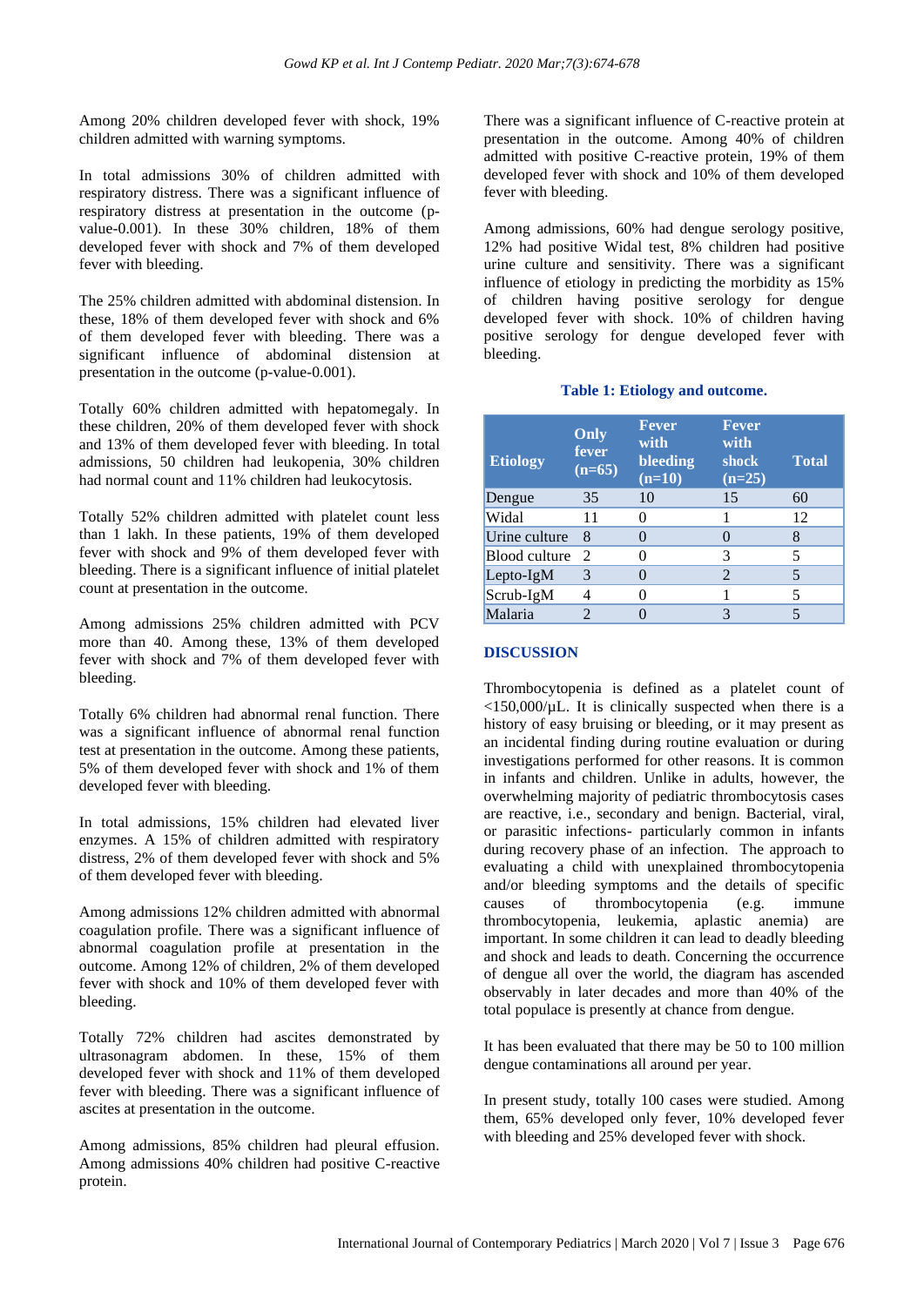Among 20% children developed fever with shock, 19% children admitted with warning symptoms.

In total admissions 30% of children admitted with respiratory distress. There was a significant influence of respiratory distress at presentation in the outcome (p-value-0.001). In these 30% children, 18% of them developed fever with shock and 7% of them developed fever with bleeding.

The 25% children admitted with abdominal distension. In these, 18% of them developed fever with shock and 6% of them developed fever with bleeding. There was a significant influence of abdominal distension at presentation in the outcome (p-value-0.001).

Totally 60% children admitted with hepatomegaly. In these children, 20% of them developed fever with shock and 13% of them developed fever with bleeding. In total admissions, 50 children had leukopenia, 30% children had normal count and 11% children had leukocytosis.

Totally 52% children admitted with platelet count less than 1 lakh. In these patients, 19% of them developed fever with shock and 9% of them developed fever with bleeding. There is a significant influence of initial platelet count at presentation in the outcome.

Among admissions 25% children admitted with PCV more than 40. Among these, 13% of them developed fever with shock and 7% of them developed fever with bleeding.

Totally 6% children had abnormal renal function. There was a significant influence of abnormal renal function test at presentation in the outcome. Among these patients, 5% of them developed fever with shock and 1% of them developed fever with bleeding.

In total admissions, 15% children had elevated liver enzymes. A 15% of children admitted with respiratory distress, 2% of them developed fever with shock and 5% of them developed fever with bleeding.

Among admissions 12% children admitted with abnormal coagulation profile. There was a significant influence of abnormal coagulation profile at presentation in the outcome. Among 12% of children, 2% of them developed fever with shock and 10% of them developed fever with bleeding.

Totally 72% children had ascites demonstrated by ultrasonagram abdomen. In these, 15% of them developed fever with shock and 11% of them developed fever with bleeding. There was a significant influence of ascites at presentation in the outcome.

Among admissions, 85% children had pleural effusion. Among admissions 40% children had positive C-reactive protein.

There was a significant influence of C-reactive protein at presentation in the outcome. Among 40% of children admitted with positive C-reactive protein, 19% of them developed fever with shock and 10% of them developed fever with bleeding.

Among admissions, 60% had dengue serology positive, 12% had positive Widal test, 8% children had positive urine culture and sensitivity. There was a significant influence of etiology in predicting the morbidity as 15% of children having positive serology for dengue developed fever with shock. 10% of children having positive serology for dengue developed fever with bleeding.

**Table 1: Etiology and outcome.**

| Etiology | Only fever (n=65) | Fever with bleeding (n=10) | Fever with shock (n=25) | Total |
|---|---|---|---|---|
| Dengue | 35 | 10 | 15 | 60 |
| Widal | 11 | 0 | 1 | 12 |
| Urine culture | 8 | 0 | 0 | 8 |
| Blood culture | 2 | 0 | 3 | 5 |
| Lepto-IgM | 3 | 0 | 2 | 5 |
| Scrub-IgM | 4 | 0 | 1 | 5 |
| Malaria | 2 | 0 | 3 | 5 |

## DISCUSSION

Thrombocytopenia is defined as a platelet count of <150,000/µL. It is clinically suspected when there is a history of easy bruising or bleeding, or it may present as an incidental finding during routine evaluation or during investigations performed for other reasons. It is common in infants and children. Unlike in adults, however, the overwhelming majority of pediatric thrombocytosis cases are reactive, i.e., secondary and benign. Bacterial, viral, or parasitic infections- particularly common in infants during recovery phase of an infection. The approach to evaluating a child with unexplained thrombocytopenia and/or bleeding symptoms and the details of specific causes of thrombocytopenia (e.g. immune thrombocytopenia, leukemia, aplastic anemia) are important. In some children it can lead to deadly bleeding and shock and leads to death. Concerning the occurrence of dengue all over the world, the diagram has ascended observably in later decades and more than 40% of the total populace is presently at chance from dengue.

It has been evaluated that there may be 50 to 100 million dengue contaminations all around per year.

In present study, totally 100 cases were studied. Among them, 65% developed only fever, 10% developed fever with bleeding and 25% developed fever with shock.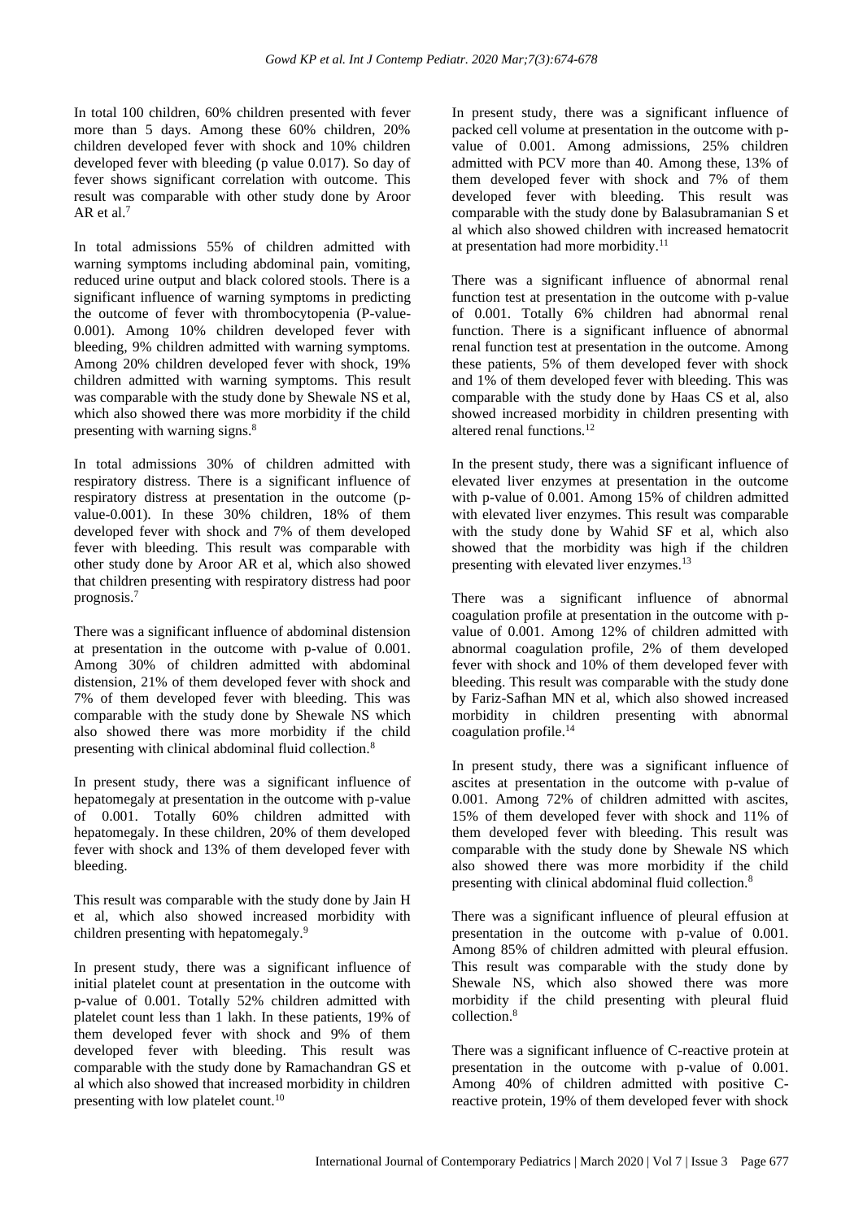In total 100 children, 60% children presented with fever more than 5 days. Among these 60% children, 20% children developed fever with shock and 10% children developed fever with bleeding (p value 0.017). So day of fever shows significant correlation with outcome. This result was comparable with other study done by Aroor AR et al.[7]

In total admissions 55% of children admitted with warning symptoms including abdominal pain, vomiting, reduced urine output and black colored stools. There is a significant influence of warning symptoms in predicting the outcome of fever with thrombocytopenia (P-value-0.001). Among 10% children developed fever with bleeding, 9% children admitted with warning symptoms. Among 20% children developed fever with shock, 19% children admitted with warning symptoms. This result was comparable with the study done by Shewale NS et al, which also showed there was more morbidity if the child presenting with warning signs.[8]

In total admissions 30% of children admitted with respiratory distress. There is a significant influence of respiratory distress at presentation in the outcome (p-value-0.001). In these 30% children, 18% of them developed fever with shock and 7% of them developed fever with bleeding. This result was comparable with other study done by Aroor AR et al, which also showed that children presenting with respiratory distress had poor prognosis.[7]

There was a significant influence of abdominal distension at presentation in the outcome with p-value of 0.001. Among 30% of children admitted with abdominal distension, 21% of them developed fever with shock and 7% of them developed fever with bleeding. This was comparable with the study done by Shewale NS which also showed there was more morbidity if the child presenting with clinical abdominal fluid collection.[8]

In present study, there was a significant influence of hepatomegaly at presentation in the outcome with p-value of 0.001. Totally 60% children admitted with hepatomegaly. In these children, 20% of them developed fever with shock and 13% of them developed fever with bleeding.

This result was comparable with the study done by Jain H et al, which also showed increased morbidity with children presenting with hepatomegaly.[9]

In present study, there was a significant influence of initial platelet count at presentation in the outcome with p-value of 0.001. Totally 52% children admitted with platelet count less than 1 lakh. In these patients, 19% of them developed fever with shock and 9% of them developed fever with bleeding. This result was comparable with the study done by Ramachandran GS et al which also showed that increased morbidity in children presenting with low platelet count.[10]

In present study, there was a significant influence of packed cell volume at presentation in the outcome with p-value of 0.001. Among admissions, 25% children admitted with PCV more than 40. Among these, 13% of them developed fever with shock and 7% of them developed fever with bleeding. This result was comparable with the study done by Balasubramanian S et al which also showed children with increased hematocrit at presentation had more morbidity.[11]

There was a significant influence of abnormal renal function test at presentation in the outcome with p-value of 0.001. Totally 6% children had abnormal renal function. There is a significant influence of abnormal renal function test at presentation in the outcome. Among these patients, 5% of them developed fever with shock and 1% of them developed fever with bleeding. This was comparable with the study done by Haas CS et al, also showed increased morbidity in children presenting with altered renal functions.[12]

In the present study, there was a significant influence of elevated liver enzymes at presentation in the outcome with p-value of 0.001. Among 15% of children admitted with elevated liver enzymes. This result was comparable with the study done by Wahid SF et al, which also showed that the morbidity was high if the children presenting with elevated liver enzymes.[13]

There was a significant influence of abnormal coagulation profile at presentation in the outcome with p-value of 0.001. Among 12% of children admitted with abnormal coagulation profile, 2% of them developed fever with shock and 10% of them developed fever with bleeding. This result was comparable with the study done by Fariz-Safhan MN et al, which also showed increased morbidity in children presenting with abnormal coagulation profile.[14]

In present study, there was a significant influence of ascites at presentation in the outcome with p-value of 0.001. Among 72% of children admitted with ascites, 15% of them developed fever with shock and 11% of them developed fever with bleeding. This result was comparable with the study done by Shewale NS which also showed there was more morbidity if the child presenting with clinical abdominal fluid collection.[8]

There was a significant influence of pleural effusion at presentation in the outcome with p-value of 0.001. Among 85% of children admitted with pleural effusion. This result was comparable with the study done by Shewale NS, which also showed there was more morbidity if the child presenting with pleural fluid collection.[8]

There was a significant influence of C-reactive protein at presentation in the outcome with p-value of 0.001. Among 40% of children admitted with positive C-reactive protein, 19% of them developed fever with shock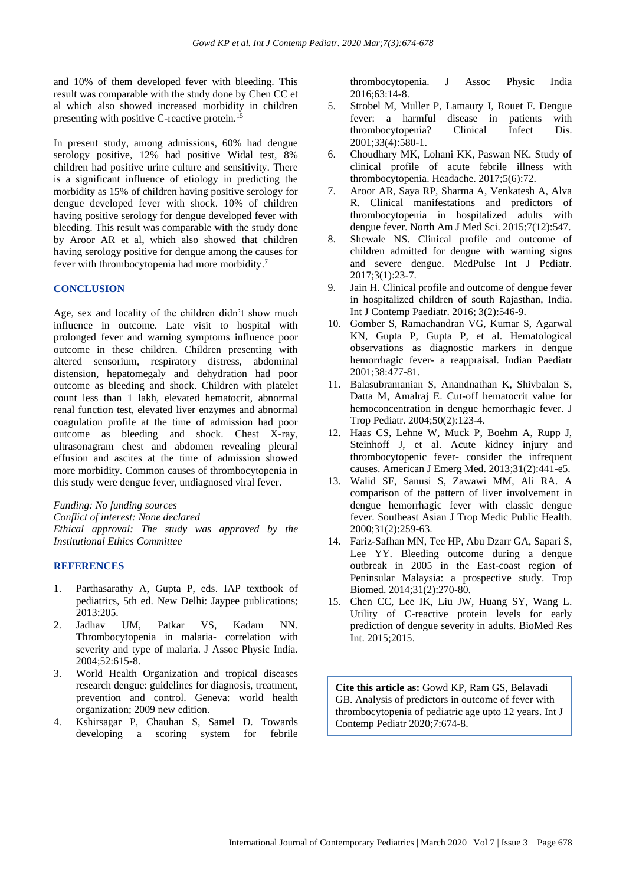and 10% of them developed fever with bleeding. This result was comparable with the study done by Chen CC et al which also showed increased morbidity in children presenting with positive C-reactive protein.[15]

In present study, among admissions, 60% had dengue serology positive, 12% had positive Widal test, 8% children had positive urine culture and sensitivity. There is a significant influence of etiology in predicting the morbidity as 15% of children having positive serology for dengue developed fever with shock. 10% of children having positive serology for dengue developed fever with bleeding. This result was comparable with the study done by Aroor AR et al, which also showed that children having serology positive for dengue among the causes for fever with thrombocytopenia had more morbidity.[7]

## CONCLUSION

Age, sex and locality of the children didn't show much influence in outcome. Late visit to hospital with prolonged fever and warning symptoms influence poor outcome in these children. Children presenting with altered sensorium, respiratory distress, abdominal distension, hepatomegaly and dehydration had poor outcome as bleeding and shock. Children with platelet count less than 1 lakh, elevated hematocrit, abnormal renal function test, elevated liver enzymes and abnormal coagulation profile at the time of admission had poor outcome as bleeding and shock. Chest X-ray, ultrasonagram chest and abdomen revealing pleural effusion and ascites at the time of admission showed more morbidity. Common causes of thrombocytopenia in this study were dengue fever, undiagnosed viral fever.

*Funding: No funding sources*
*Conflict of interest: None declared*
*Ethical approval: The study was approved by the Institutional Ethics Committee*

## REFERENCES

1. Parthasarathy A, Gupta P, eds. IAP textbook of pediatrics, 5th ed. New Delhi: Jaypee publications; 2013:205.
2. Jadhav UM, Patkar VS, Kadam NN. Thrombocytopenia in malaria- correlation with severity and type of malaria. J Assoc Physic India. 2004;52:615-8.
3. World Health Organization and tropical diseases research dengue: guidelines for diagnosis, treatment, prevention and control. Geneva: world health organization; 2009 new edition.
4. Kshirsagar P, Chauhan S, Samel D. Towards developing a scoring system for febrile thrombocytopenia. J Assoc Physic India 2016;63:14-8.
5. Strobel M, Muller P, Lamaury I, Rouet F. Dengue fever: a harmful disease in patients with thrombocytopenia? Clinical Infect Dis. 2001;33(4):580-1.
6. Choudhary MK, Lohani KK, Paswan NK. Study of clinical profile of acute febrile illness with thrombocytopenia. Headache. 2017;5(6):72.
7. Aroor AR, Saya RP, Sharma A, Venkatesh A, Alva R. Clinical manifestations and predictors of thrombocytopenia in hospitalized adults with dengue fever. North Am J Med Sci. 2015;7(12):547.
8. Shewale NS. Clinical profile and outcome of children admitted for dengue with warning signs and severe dengue. MedPulse Int J Pediatr. 2017;3(1):23-7.
9. Jain H. Clinical profile and outcome of dengue fever in hospitalized children of south Rajasthan, India. Int J Contemp Paediatr. 2016; 3(2):546-9.
10. Gomber S, Ramachandran VG, Kumar S, Agarwal KN, Gupta P, Gupta P, et al. Hematological observations as diagnostic markers in dengue hemorrhagic fever- a reappraisal. Indian Paediatr 2001;38:477-81.
11. Balasubramanian S, Anandnathan K, Shivbalan S, Datta M, Amalraj E. Cut-off hematocrit value for hemoconcentration in dengue hemorrhagic fever. J Trop Pediatr. 2004;50(2):123-4.
12. Haas CS, Lehne W, Muck P, Boehm A, Rupp J, Steinhoff J, et al. Acute kidney injury and thrombocytopenic fever- consider the infrequent causes. American J Emerg Med. 2013;31(2):441-e5.
13. Walid SF, Sanusi S, Zawawi MM, Ali RA. A comparison of the pattern of liver involvement in dengue hemorrhagic fever with classic dengue fever. Southeast Asian J Trop Medic Public Health. 2000;31(2):259-63.
14. Fariz-Safhan MN, Tee HP, Abu Dzarr GA, Sapari S, Lee YY. Bleeding outcome during a dengue outbreak in 2005 in the East-coast region of Peninsular Malaysia: a prospective study. Trop Biomed. 2014;31(2):270-80.
15. Chen CC, Lee IK, Liu JW, Huang SY, Wang L. Utility of C-reactive protein levels for early prediction of dengue severity in adults. BioMed Res Int. 2015;2015.

**Cite this article as:** Gowd KP, Ram GS, Belavadi GB. Analysis of predictors in outcome of fever with thrombocytopenia of pediatric age upto 12 years. Int J Contemp Pediatr 2020;7:674-8.